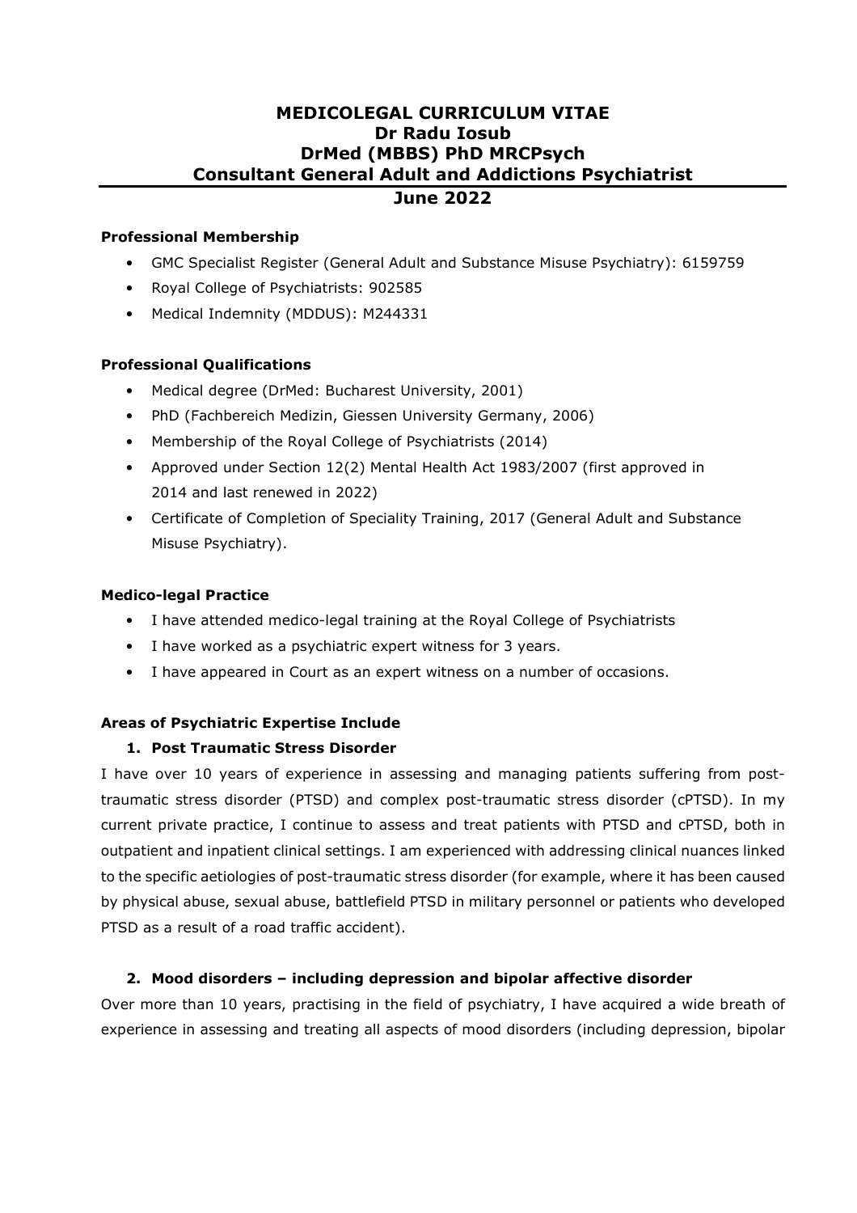# MEDICOLEGAL CURRICULUM VITAE
# Dr Radu Iosub
# DrMed (MBBS) PhD MRCPsych
# Consultant General Adult and Addictions Psychiatrist
# June 2022

**Professional Membership**

- GMC Specialist Register (General Adult and Substance Misuse Psychiatry): 6159759
- Royal College of Psychiatrists: 902585
- Medical Indemnity (MDDUS): M244331

**Professional Qualifications**

- Medical degree (DrMed: Bucharest University, 2001)
- PhD (Fachbereich Medizin, Giessen University Germany, 2006)
- Membership of the Royal College of Psychiatrists (2014)
- Approved under Section 12(2) Mental Health Act 1983/2007 (first approved in 2014 and last renewed in 2022)
- Certificate of Completion of Speciality Training, 2017 (General Adult and Substance Misuse Psychiatry).

**Medico-legal Practice**

- I have attended medico-legal training at the Royal College of Psychiatrists
- I have worked as a psychiatric expert witness for 3 years.
- I have appeared in Court as an expert witness on a number of occasions.

**Areas of Psychiatric Expertise Include**

1. **Post Traumatic Stress Disorder**

I have over 10 years of experience in assessing and managing patients suffering from post-traumatic stress disorder (PTSD) and complex post-traumatic stress disorder (cPTSD). In my current private practice, I continue to assess and treat patients with PTSD and cPTSD, both in outpatient and inpatient clinical settings. I am experienced with addressing clinical nuances linked to the specific aetiologies of post-traumatic stress disorder (for example, where it has been caused by physical abuse, sexual abuse, battlefield PTSD in military personnel or patients who developed PTSD as a result of a road traffic accident).

2. **Mood disorders – including depression and bipolar affective disorder**

Over more than 10 years, practising in the field of psychiatry, I have acquired a wide breath of experience in assessing and treating all aspects of mood disorders (including depression, bipolar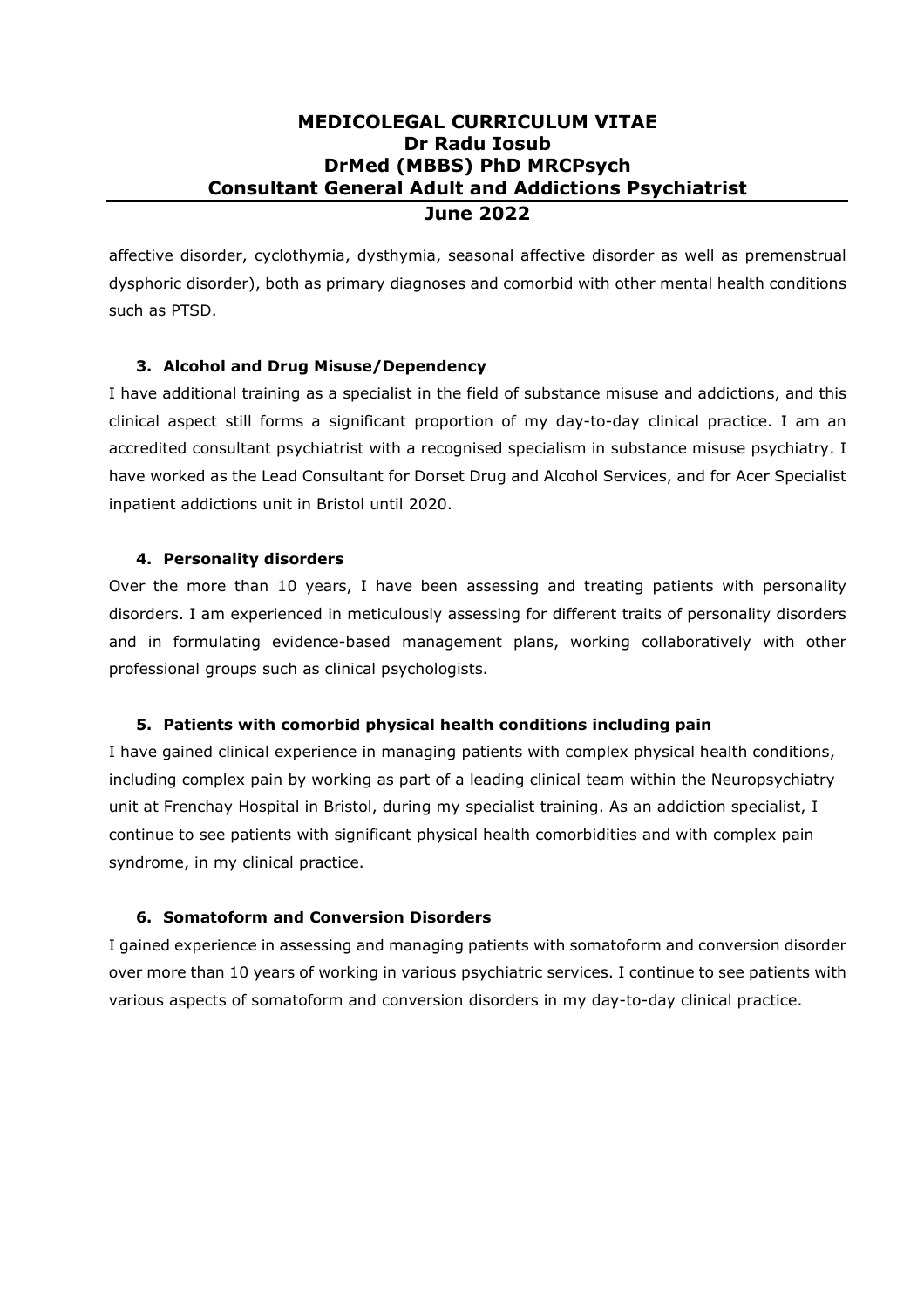affective disorder, cyclothymia, dysthymia, seasonal affective disorder as well as premenstrual dysphoric disorder), both as primary diagnoses and comorbid with other mental health conditions such as PTSD.

### 3. Alcohol and Drug Misuse/Dependency

I have additional training as a specialist in the field of substance misuse and addictions, and this clinical aspect still forms a significant proportion of my day-to-day clinical practice. I am an accredited consultant psychiatrist with a recognised specialism in substance misuse psychiatry. I have worked as the Lead Consultant for Dorset Drug and Alcohol Services, and for Acer Specialist inpatient addictions unit in Bristol until 2020.

### 4. Personality disorders

Over the more than 10 years, I have been assessing and treating patients with personality disorders. I am experienced in meticulously assessing for different traits of personality disorders and in formulating evidence-based management plans, working collaboratively with other professional groups such as clinical psychologists.

### 5. Patients with comorbid physical health conditions including pain

I have gained clinical experience in managing patients with complex physical health conditions, including complex pain by working as part of a leading clinical team within the Neuropsychiatry unit at Frenchay Hospital in Bristol, during my specialist training. As an addiction specialist, I continue to see patients with significant physical health comorbidities and with complex pain syndrome, in my clinical practice.

### 6. Somatoform and Conversion Disorders

I gained experience in assessing and managing patients with somatoform and conversion disorder over more than 10 years of working in various psychiatric services. I continue to see patients with various aspects of somatoform and conversion disorders in my day-to-day clinical practice.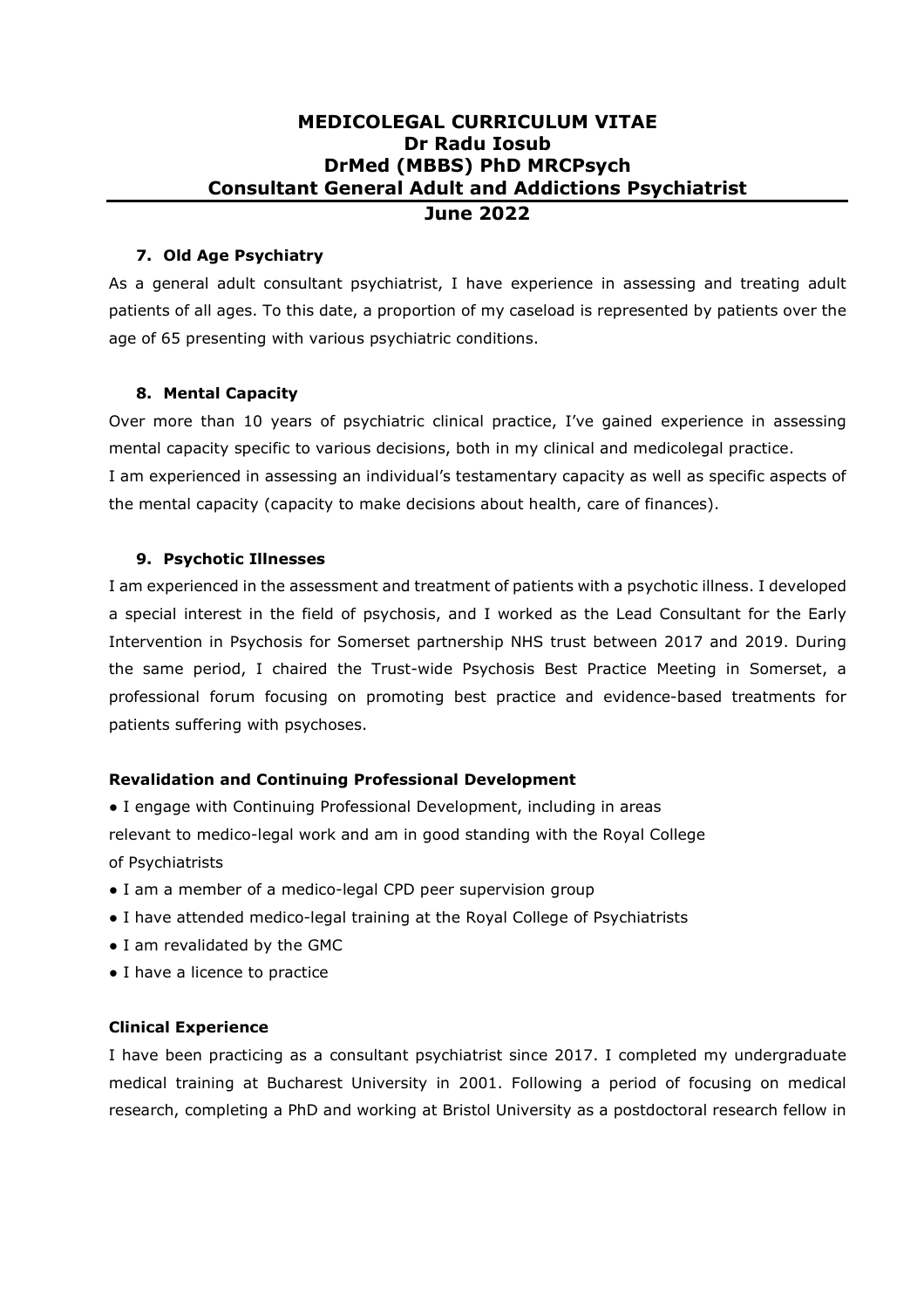# MEDICOLEGAL CURRICULUM VITAE
# Dr Radu Iosub
# DrMed (MBBS) PhD MRCPsych
# Consultant General Adult and Addictions Psychiatrist
# June 2022

### 7. Old Age Psychiatry

As a general adult consultant psychiatrist, I have experience in assessing and treating adult patients of all ages. To this date, a proportion of my caseload is represented by patients over the age of 65 presenting with various psychiatric conditions.

### 8. Mental Capacity

Over more than 10 years of psychiatric clinical practice, I've gained experience in assessing mental capacity specific to various decisions, both in my clinical and medicolegal practice.
I am experienced in assessing an individual's testamentary capacity as well as specific aspects of the mental capacity (capacity to make decisions about health, care of finances).

### 9. Psychotic Illnesses

I am experienced in the assessment and treatment of patients with a psychotic illness. I developed a special interest in the field of psychosis, and I worked as the Lead Consultant for the Early Intervention in Psychosis for Somerset partnership NHS trust between 2017 and 2019. During the same period, I chaired the Trust-wide Psychosis Best Practice Meeting in Somerset, a professional forum focusing on promoting best practice and evidence-based treatments for patients suffering with psychoses.

### Revalidation and Continuing Professional Development

- I engage with Continuing Professional Development, including in areas relevant to medico-legal work and am in good standing with the Royal College of Psychiatrists
- I am a member of a medico-legal CPD peer supervision group
- I have attended medico-legal training at the Royal College of Psychiatrists
- I am revalidated by the GMC
- I have a licence to practice

### Clinical Experience

I have been practicing as a consultant psychiatrist since 2017. I completed my undergraduate medical training at Bucharest University in 2001. Following a period of focusing on medical research, completing a PhD and working at Bristol University as a postdoctoral research fellow in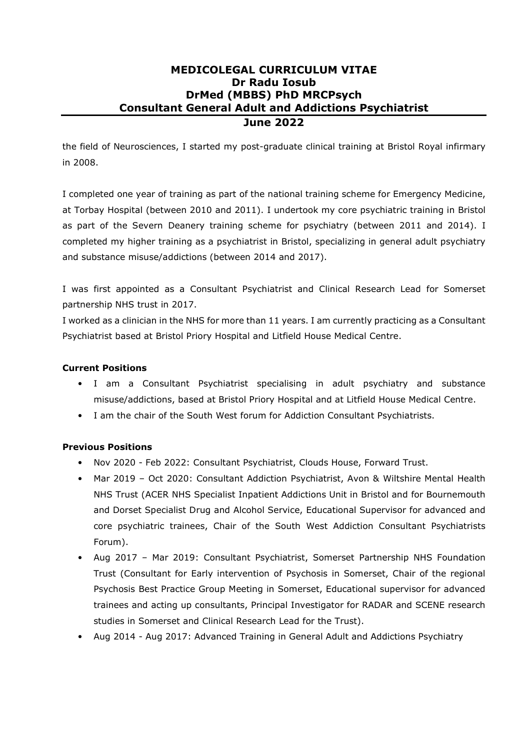the field of Neurosciences, I started my post-graduate clinical training at Bristol Royal infirmary in 2008.

I completed one year of training as part of the national training scheme for Emergency Medicine, at Torbay Hospital (between 2010 and 2011). I undertook my core psychiatric training in Bristol as part of the Severn Deanery training scheme for psychiatry (between 2011 and 2014). I completed my higher training as a psychiatrist in Bristol, specializing in general adult psychiatry and substance misuse/addictions (between 2014 and 2017).

I was first appointed as a Consultant Psychiatrist and Clinical Research Lead for Somerset partnership NHS trust in 2017.
I worked as a clinician in the NHS for more than 11 years. I am currently practicing as a Consultant Psychiatrist based at Bristol Priory Hospital and Litfield House Medical Centre.

**Current Positions**

- I am a Consultant Psychiatrist specialising in adult psychiatry and substance misuse/addictions, based at Bristol Priory Hospital and at Litfield House Medical Centre.
- I am the chair of the South West forum for Addiction Consultant Psychiatrists.

**Previous Positions**

- Nov 2020 - Feb 2022: Consultant Psychiatrist, Clouds House, Forward Trust.
- Mar 2019 – Oct 2020: Consultant Addiction Psychiatrist, Avon & Wiltshire Mental Health NHS Trust (ACER NHS Specialist Inpatient Addictions Unit in Bristol and for Bournemouth and Dorset Specialist Drug and Alcohol Service, Educational Supervisor for advanced and core psychiatric trainees, Chair of the South West Addiction Consultant Psychiatrists Forum).
- Aug 2017 – Mar 2019: Consultant Psychiatrist, Somerset Partnership NHS Foundation Trust (Consultant for Early intervention of Psychosis in Somerset, Chair of the regional Psychosis Best Practice Group Meeting in Somerset, Educational supervisor for advanced trainees and acting up consultants, Principal Investigator for RADAR and SCENE research studies in Somerset and Clinical Research Lead for the Trust).
- Aug 2014 - Aug 2017: Advanced Training in General Adult and Addictions Psychiatry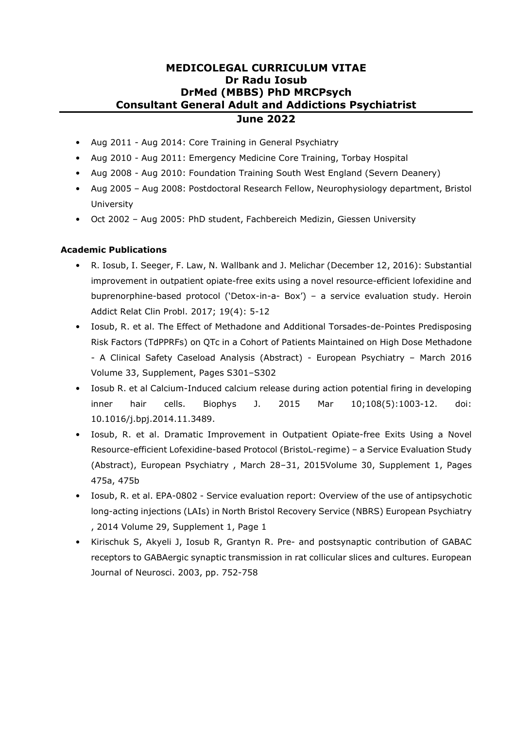- Aug 2011 - Aug 2014: Core Training in General Psychiatry
- Aug 2010 - Aug 2011: Emergency Medicine Core Training, Torbay Hospital
- Aug 2008 - Aug 2010: Foundation Training South West England (Severn Deanery)
- Aug 2005 – Aug 2008: Postdoctoral Research Fellow, Neurophysiology department, Bristol University
- Oct 2002 – Aug 2005: PhD student, Fachbereich Medizin, Giessen University

**Academic Publications**

- R. Iosub, I. Seeger, F. Law, N. Wallbank and J. Melichar (December 12, 2016): Substantial improvement in outpatient opiate-free exits using a novel resource-efficient lofexidine and buprenorphine-based protocol ('Detox-in-a- Box') – a service evaluation study. Heroin Addict Relat Clin Probl. 2017; 19(4): 5-12
- Iosub, R. et al. The Effect of Methadone and Additional Torsades-de-Pointes Predisposing Risk Factors (TdPPRFs) on QTc in a Cohort of Patients Maintained on High Dose Methadone - A Clinical Safety Caseload Analysis (Abstract) - European Psychiatry – March 2016 Volume 33, Supplement, Pages S301–S302
- Iosub R. et al Calcium-Induced calcium release during action potential firing in developing inner hair cells. Biophys J. 2015 Mar 10;108(5):1003-12. doi: 10.1016/j.bpj.2014.11.3489.
- Iosub, R. et al. Dramatic Improvement in Outpatient Opiate-free Exits Using a Novel Resource-efficient Lofexidine-based Protocol (BristoL-regime) – a Service Evaluation Study (Abstract), European Psychiatry , March 28–31, 2015Volume 30, Supplement 1, Pages 475a, 475b
- Iosub, R. et al. EPA-0802 - Service evaluation report: Overview of the use of antipsychotic long-acting injections (LAIs) in North Bristol Recovery Service (NBRS) European Psychiatry , 2014 Volume 29, Supplement 1, Page 1
- Kirischuk S, Akyeli J, Iosub R, Grantyn R. Pre- and postsynaptic contribution of GABAC receptors to GABAergic synaptic transmission in rat collicular slices and cultures. European Journal of Neurosci. 2003, pp. 752-758